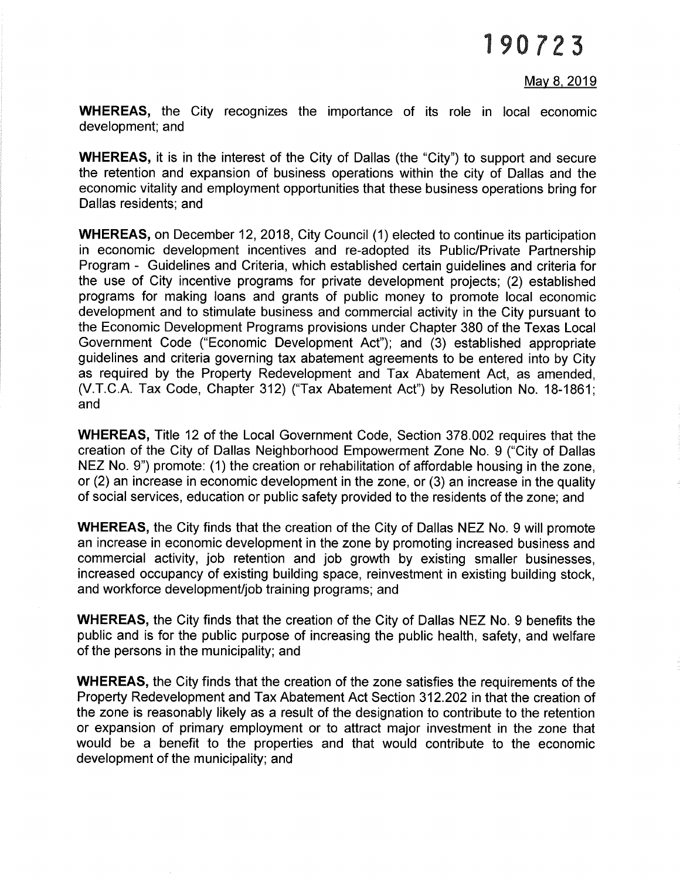# 190723

May 8, 2019

**WHEREAS,** the City recognizes the importance of its role in local economic development; and

**WHEREAS,** it is in the interest of the City of Dallas (the "City") to support and secure the retention and expansion of business operations within the city of Dallas and the economic vitality and employment opportunities that these business operations bring for Dallas residents; and

**WHEREAS,** on December 12, 2018, City Council (1) elected to continue its participation in economic development incentives and re-adopted its Public/Private Partnership Program - Guidelines and Criteria, which established certain guidelines and criteria for the use of City incentive programs for private development projects; (2) established programs for making loans and grants of public money to promote local economic development and to stimulate business and commercial activity in the City pursuant to the Economic Development Programs provisions under Chapter 380 of the Texas Local Government Code ("Economic Development Act"); and (3) established appropriate guidelines and criteria governing tax abatement agreements to be entered into by City as required by the Property Redevelopment and Tax Abatement Act, as amended, (V.T.C.A. Tax Code, Chapter 312) ("Tax Abatement Act") by Resolution No. 18-1861; and

**WHEREAS,** Title 12 of the Local Government Code, Section 378.002 requires that the creation of the City of Dallas Neighborhood Empowerment Zone No. 9 ("City of Dallas NEZ No. 9") promote: (1) the creation or rehabilitation of affordable housing in the zone, or (2) an increase in economic development in the zone, or (3) an increase in the quality of social services, education or public safety provided to the residents of the zone; and

**WHEREAS,** the City finds that the creation of the City of Dallas NEZ No. 9 will promote an increase in economic development in the zone by promoting increased business and commercial activity, job retention and job growth by existing smaller businesses, increased occupancy of existing building space, reinvestment in existing building stock, and workforce development/job training programs; and

**WHEREAS,** the City finds that the creation of the City of Dallas NEZ No. 9 benefits the public and is for the public purpose of increasing the public health, safety, and welfare of the persons in the municipality; and

**WHEREAS,** the City finds that the creation of the zone satisfies the requirements of the Property Redevelopment and Tax Abatement Act Section 312.202 in that the creation of the zone is reasonably likely as a result of the designation to contribute to the retention or expansion of primary employment or to attract major investment in the zone that would be a benefit to the properties and that would contribute to the economic development of the municipality; and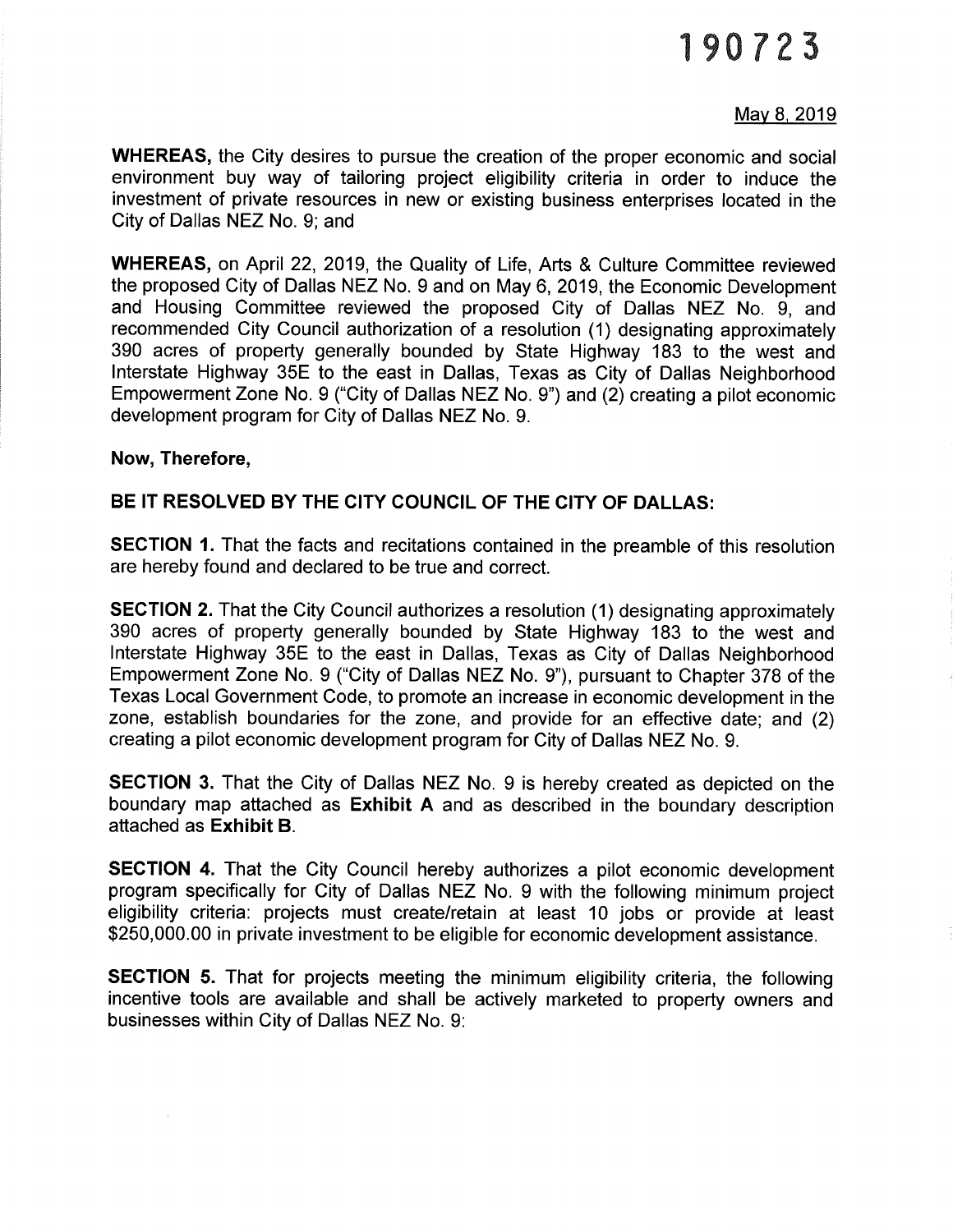**190723**

May 8, 2019

**WHEREAS,** the City desires to pursue the creation of the proper economic and social environment buy way of tailoring project eligibility criteria in order to induce the investment of private resources in new or existing business enterprises located in the City of Dallas NEZ No. 9; and

**WHEREAS,** on April 22, 2019, the Quality of Life, Arts & Culture Committee reviewed the proposed City of Dallas NEZ No. 9 and on May 6, 2019, the Economic Development and Housing Committee reviewed the proposed City of Dallas NEZ No. 9, and recommended City Council authorization of a resolution (1) designating approximately 390 acres of property generally bounded by State Highway 183 to the west and Interstate Highway 35E to the east in Dallas, Texas as City of Dallas Neighborhood Empowerment Zone No. 9 ("City of Dallas NEZ No. 9") and (2) creating a pilot economic development program for City of Dallas NEZ No. 9.

**Now, Therefore,**

**BE IT RESOLVED BY THE CITY COUNCIL OF THE CITY OF DALLAS:**

**SECTION 1.** That the facts and recitations contained in the preamble of this resolution are hereby found and declared to be true and correct.

**SECTION 2.** That the City Council authorizes a resolution (1) designating approximately 390 acres of property generally bounded by State Highway 183 to the west and Interstate Highway 35E to the east in Dallas, Texas as City of Dallas Neighborhood Empowerment Zone No. 9 ("City of Dallas NEZ No. 9"), pursuant to Chapter 378 of the Texas Local Government Code, to promote an increase in economic development in the zone, establish boundaries for the zone, and provide for an effective date; and (2) creating a pilot economic development program for City of Dallas NEZ No. 9.

**SECTION 3.** That the City of Dallas NEZ No. 9 is hereby created as depicted on the boundary map attached as **Exhibit A** and as described in the boundary description attached as **Exhibit B**.

**SECTION 4.** That the City Council hereby authorizes a pilot economic development program specifically for City of Dallas NEZ No. 9 with the following minimum project eligibility criteria: projects must create/retain at least 10 jobs or provide at least $250,000.00 in private investment to be eligible for economic development assistance.

**SECTION 5.** That for projects meeting the minimum eligibility criteria, the following incentive tools are available and shall be actively marketed to property owners and businesses within City of Dallas NEZ No. 9: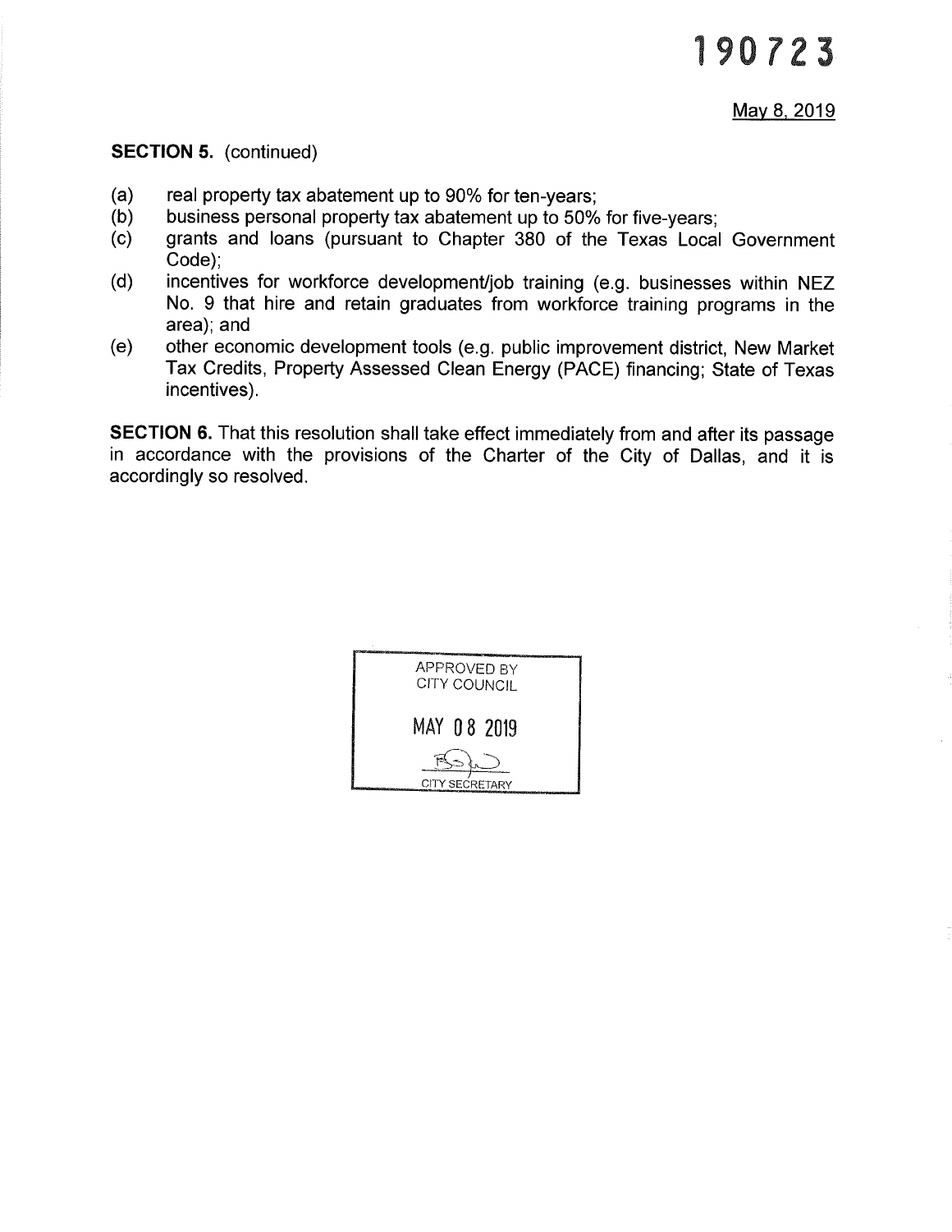**190723**

May 8, 2019

**SECTION 5.** (continued)

(a) real property tax abatement up to 90% for ten-years;

(b) business personal property tax abatement up to 50% for five-years;

(c) grants and loans (pursuant to Chapter 380 of the Texas Local Government Code);

(d) incentives for workforce development/job training (e.g. businesses within NEZ No. 9 that hire and retain graduates from workforce training programs in the area); and

(e) other economic development tools (e.g. public improvement district, New Market Tax Credits, Property Assessed Clean Energy (PACE) financing; State of Texas incentives).

**SECTION 6.** That this resolution shall take effect immediately from and after its passage in accordance with the provisions of the Charter of the City of Dallas, and it is accordingly so resolved.

APPROVED BY CITY COUNCIL

MAY 08 2019

CITY SECRETARY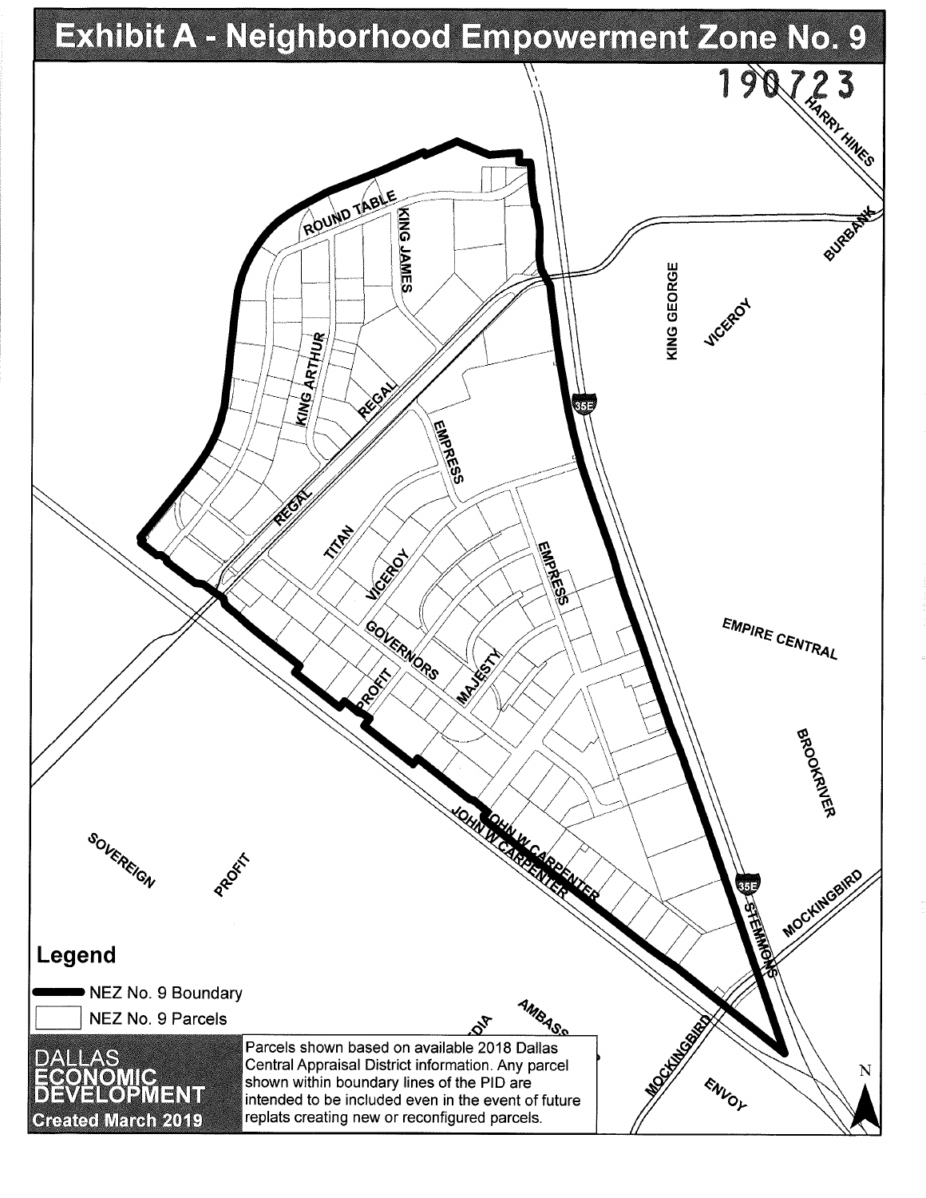# Exhibit A - Neighborhood Empowerment Zone No. 9

190723

ROUND TABLE

KING JAMES

KING ARTHUR

REGAL

REGAL

EMPRESS

TITAN

VICEROY

EMPRESS

GOVERNORS

PROFIT

MAJESTY

JOHN W CARPENTER

JOHN W CARPENTER

KING GEORGE

VICEROY

HARRY HINES

BURBANK

35E

EMPIRE CENTRAL

BROOKRIVER

35E

STEMMONS

MOCKINGBIRD

MOCKINGBIRD

ENVOY

AMBASS

SOVEREIGN

PROFIT

## Legend

NEZ No. 9 Boundary

NEZ No. 9 Parcels

DALLAS ECONOMIC DEVELOPMENT

Created March 2019

Parcels shown based on available 2018 Dallas Central Appraisal District information. Any parcel shown within boundary lines of the PID are intended to be included even in the event of future replats creating new or reconfigured parcels.

N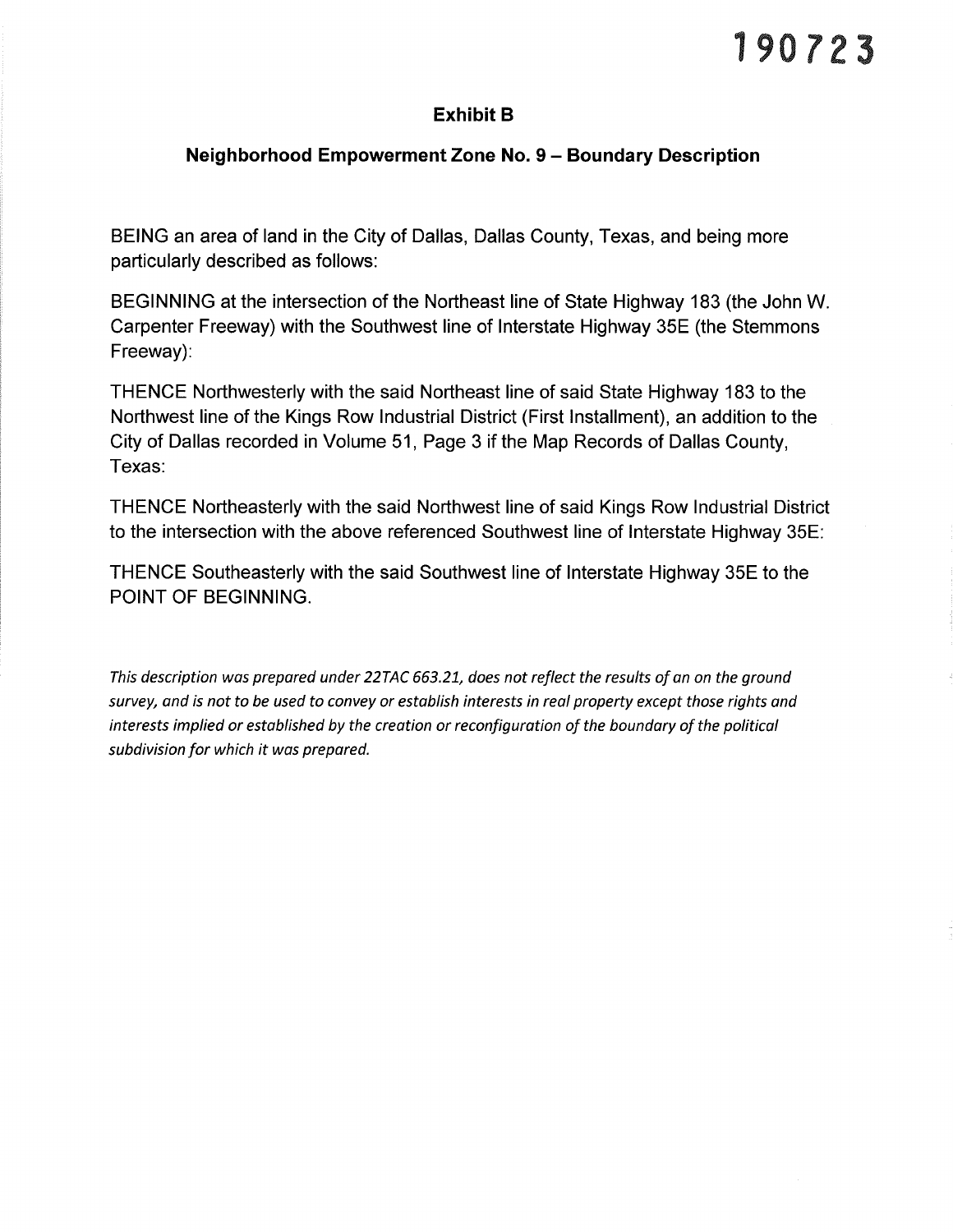190723

## Exhibit B

## Neighborhood Empowerment Zone No. 9 – Boundary Description

BEING an area of land in the City of Dallas, Dallas County, Texas, and being more particularly described as follows:

BEGINNING at the intersection of the Northeast line of State Highway 183 (the John W. Carpenter Freeway) with the Southwest line of Interstate Highway 35E (the Stemmons Freeway):

THENCE Northwesterly with the said Northeast line of said State Highway 183 to the Northwest line of the Kings Row Industrial District (First Installment), an addition to the City of Dallas recorded in Volume 51, Page 3 if the Map Records of Dallas County, Texas:

THENCE Northeasterly with the said Northwest line of said Kings Row Industrial District to the intersection with the above referenced Southwest line of Interstate Highway 35E:

THENCE Southeasterly with the said Southwest line of Interstate Highway 35E to the POINT OF BEGINNING.

*This description was prepared under 22TAC 663.21, does not reflect the results of an on the ground survey, and is not to be used to convey or establish interests in real property except those rights and interests implied or established by the creation or reconfiguration of the boundary of the political subdivision for which it was prepared.*